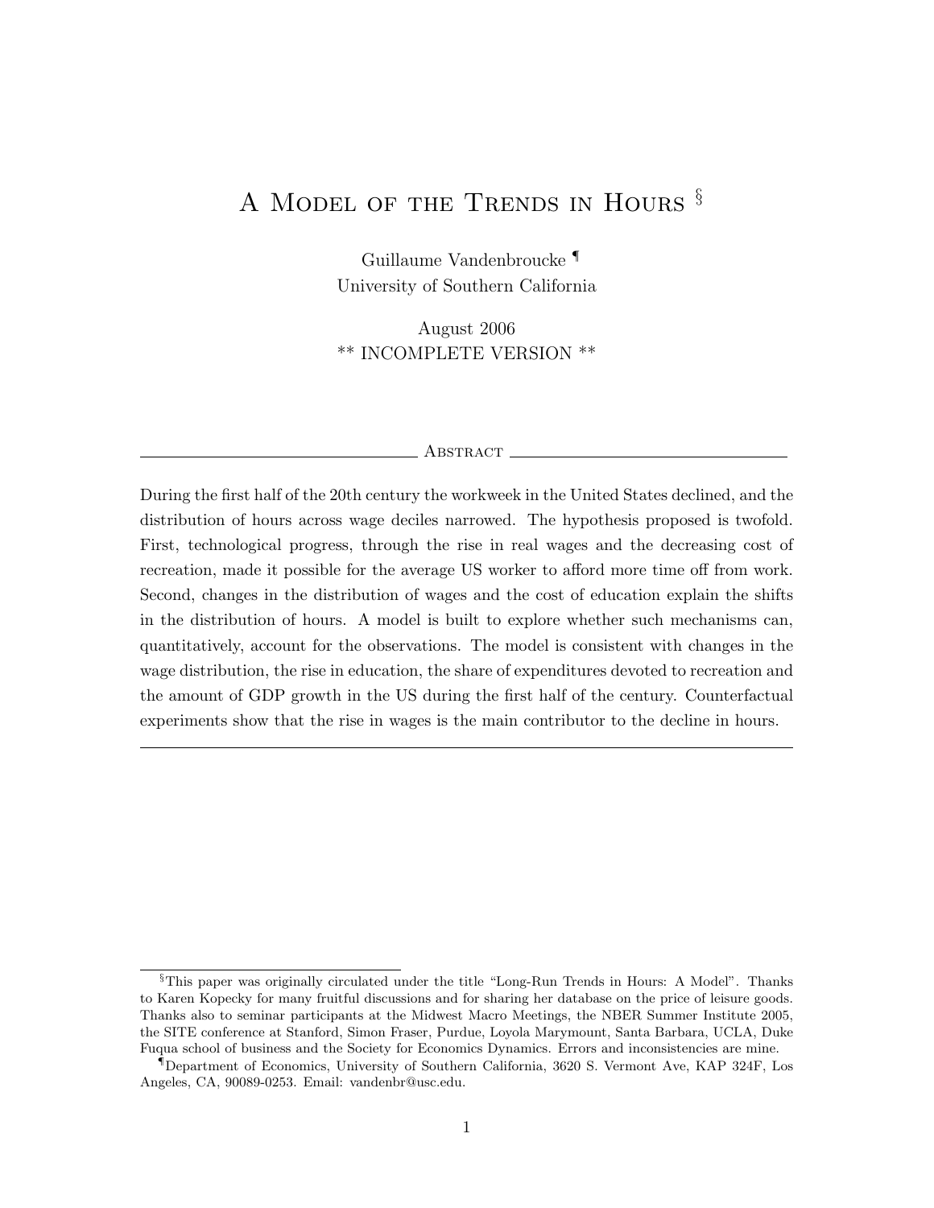# A Model of the Trends in Hours [§]

Guillaume Vandenbroucke [¶]
University of Southern California

August 2006
** INCOMPLETE VERSION **

## Abstract

During the first half of the 20th century the workweek in the United States declined, and the distribution of hours across wage deciles narrowed. The hypothesis proposed is twofold. First, technological progress, through the rise in real wages and the decreasing cost of recreation, made it possible for the average US worker to afford more time off from work. Second, changes in the distribution of wages and the cost of education explain the shifts in the distribution of hours. A model is built to explore whether such mechanisms can, quantitatively, account for the observations. The model is consistent with changes in the wage distribution, the rise in education, the share of expenditures devoted to recreation and the amount of GDP growth in the US during the first half of the century. Counterfactual experiments show that the rise in wages is the main contributor to the decline in hours.

---

[§] This paper was originally circulated under the title "Long-Run Trends in Hours: A Model". Thanks to Karen Kopecky for many fruitful discussions and for sharing her database on the price of leisure goods. Thanks also to seminar participants at the Midwest Macro Meetings, the NBER Summer Institute 2005, the SITE conference at Stanford, Simon Fraser, Purdue, Loyola Marymount, Santa Barbara, UCLA, Duke Fuqua school of business and the Society for Economics Dynamics. Errors and inconsistencies are mine.

[¶] Department of Economics, University of Southern California, 3620 S. Vermont Ave, KAP 324F, Los Angeles, CA, 90089-0253. Email: vandenbr@usc.edu.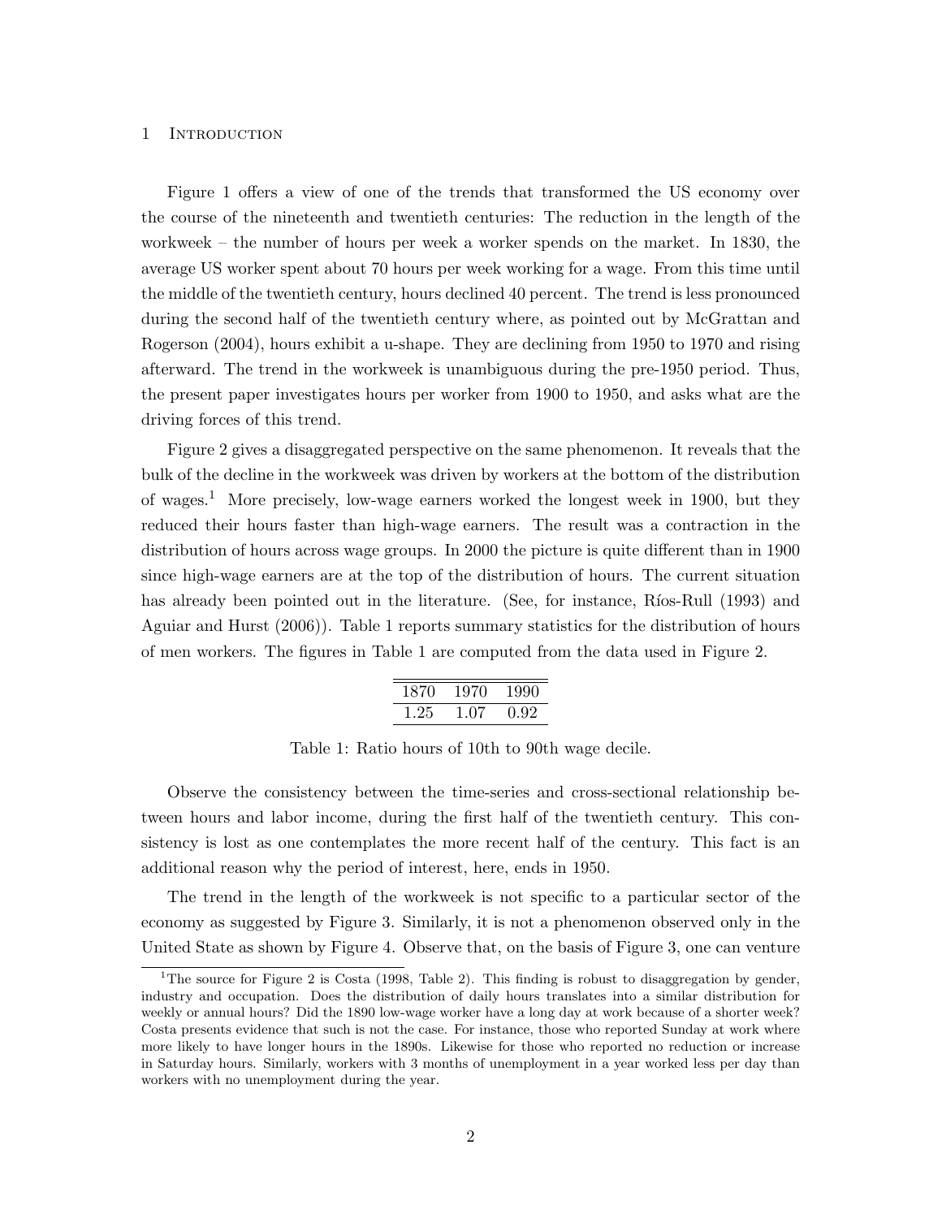# 1 Introduction

Figure 1 offers a view of one of the trends that transformed the US economy over the course of the nineteenth and twentieth centuries: The reduction in the length of the workweek – the number of hours per week a worker spends on the market. In 1830, the average US worker spent about 70 hours per week working for a wage. From this time until the middle of the twentieth century, hours declined 40 percent. The trend is less pronounced during the second half of the twentieth century where, as pointed out by McGrattan and Rogerson (2004), hours exhibit a u-shape. They are declining from 1950 to 1970 and rising afterward. The trend in the workweek is unambiguous during the pre-1950 period. Thus, the present paper investigates hours per worker from 1900 to 1950, and asks what are the driving forces of this trend.

Figure 2 gives a disaggregated perspective on the same phenomenon. It reveals that the bulk of the decline in the workweek was driven by workers at the bottom of the distribution of wages.[1] More precisely, low-wage earners worked the longest week in 1900, but they reduced their hours faster than high-wage earners. The result was a contraction in the distribution of hours across wage groups. In 2000 the picture is quite different than in 1900 since high-wage earners are at the top of the distribution of hours. The current situation has already been pointed out in the literature. (See, for instance, Ríos-Rull (1993) and Aguiar and Hurst (2006)). Table 1 reports summary statistics for the distribution of hours of men workers. The figures in Table 1 are computed from the data used in Figure 2.

| 1870 | 1970 | 1990 |
|---|---|---|
| 1.25 | 1.07 | 0.92 |

Table 1: Ratio hours of 10th to 90th wage decile.

Observe the consistency between the time-series and cross-sectional relationship between hours and labor income, during the first half of the twentieth century. This consistency is lost as one contemplates the more recent half of the century. This fact is an additional reason why the period of interest, here, ends in 1950.

The trend in the length of the workweek is not specific to a particular sector of the economy as suggested by Figure 3. Similarly, it is not a phenomenon observed only in the United State as shown by Figure 4. Observe that, on the basis of Figure 3, one can venture

[1] The source for Figure 2 is Costa (1998, Table 2). This finding is robust to disaggregation by gender, industry and occupation. Does the distribution of daily hours translates into a similar distribution for weekly or annual hours? Did the 1890 low-wage worker have a long day at work because of a shorter week? Costa presents evidence that such is not the case. For instance, those who reported Sunday at work where more likely to have longer hours in the 1890s. Likewise for those who reported no reduction or increase in Saturday hours. Similarly, workers with 3 months of unemployment in a year worked less per day than workers with no unemployment during the year.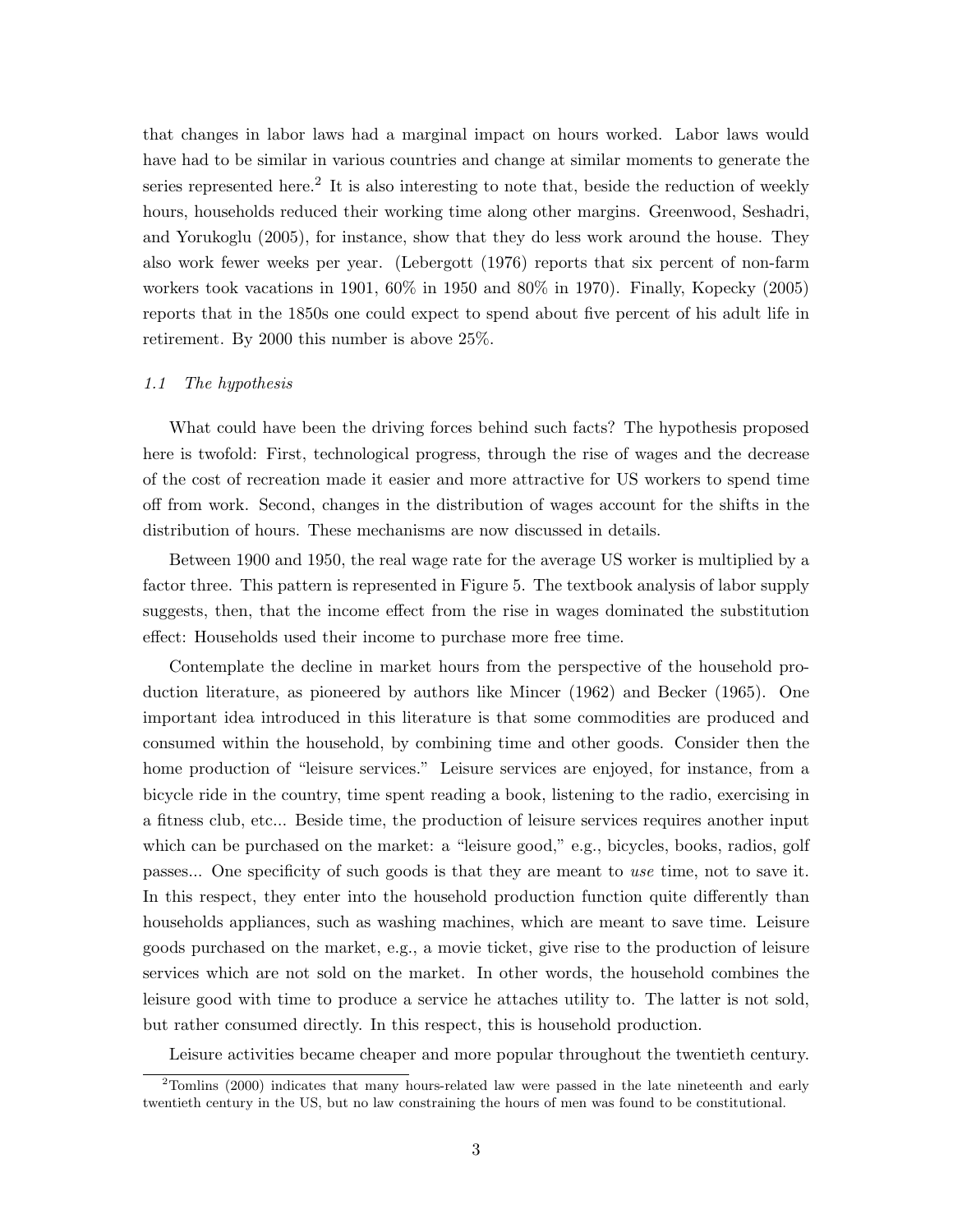that changes in labor laws had a marginal impact on hours worked. Labor laws would have had to be similar in various countries and change at similar moments to generate the series represented here.[2] It is also interesting to note that, beside the reduction of weekly hours, households reduced their working time along other margins. Greenwood, Seshadri, and Yorukoglu (2005), for instance, show that they do less work around the house. They also work fewer weeks per year. (Lebergott (1976) reports that six percent of non-farm workers took vacations in 1901, 60% in 1950 and 80% in 1970). Finally, Kopecky (2005) reports that in the 1850s one could expect to spend about five percent of his adult life in retirement. By 2000 this number is above 25%.

### *1.1 The hypothesis*

What could have been the driving forces behind such facts? The hypothesis proposed here is twofold: First, technological progress, through the rise of wages and the decrease of the cost of recreation made it easier and more attractive for US workers to spend time off from work. Second, changes in the distribution of wages account for the shifts in the distribution of hours. These mechanisms are now discussed in details.

Between 1900 and 1950, the real wage rate for the average US worker is multiplied by a factor three. This pattern is represented in Figure 5. The textbook analysis of labor supply suggests, then, that the income effect from the rise in wages dominated the substitution effect: Households used their income to purchase more free time.

Contemplate the decline in market hours from the perspective of the household production literature, as pioneered by authors like Mincer (1962) and Becker (1965). One important idea introduced in this literature is that some commodities are produced and consumed within the household, by combining time and other goods. Consider then the home production of "leisure services." Leisure services are enjoyed, for instance, from a bicycle ride in the country, time spent reading a book, listening to the radio, exercising in a fitness club, etc... Beside time, the production of leisure services requires another input which can be purchased on the market: a "leisure good," e.g., bicycles, books, radios, golf passes... One specificity of such goods is that they are meant to *use* time, not to save it. In this respect, they enter into the household production function quite differently than households appliances, such as washing machines, which are meant to save time. Leisure goods purchased on the market, e.g., a movie ticket, give rise to the production of leisure services which are not sold on the market. In other words, the household combines the leisure good with time to produce a service he attaches utility to. The latter is not sold, but rather consumed directly. In this respect, this is household production.

Leisure activities became cheaper and more popular throughout the twentieth century.

[2] Tomlins (2000) indicates that many hours-related law were passed in the late nineteenth and early twentieth century in the US, but no law constraining the hours of men was found to be constitutional.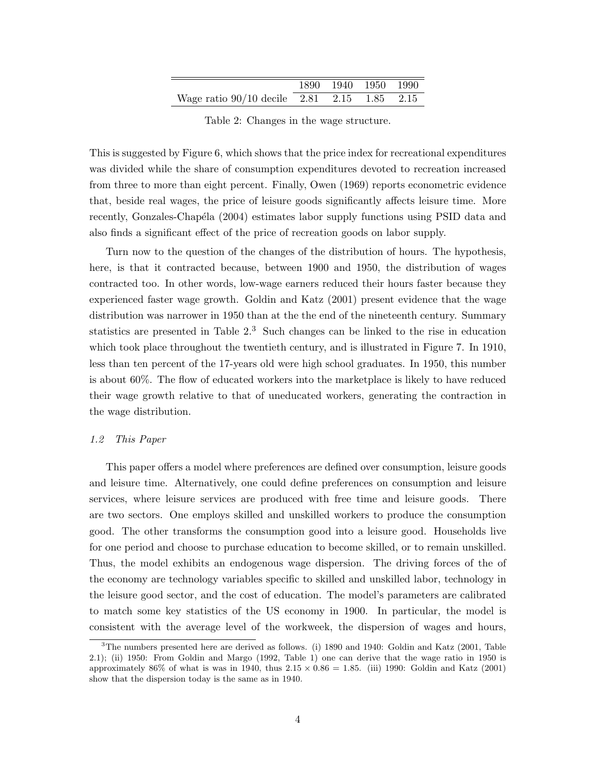|  | 1890 | 1940 | 1950 | 1990 |
|---|---|---|---|---|
| Wage ratio 90/10 decile | 2.81 | 2.15 | 1.85 | 2.15 |

Table 2: Changes in the wage structure.

This is suggested by Figure 6, which shows that the price index for recreational expenditures was divided while the share of consumption expenditures devoted to recreation increased from three to more than eight percent. Finally, Owen (1969) reports econometric evidence that, beside real wages, the price of leisure goods significantly affects leisure time. More recently, Gonzales-Chapéla (2004) estimates labor supply functions using PSID data and also finds a significant effect of the price of recreation goods on labor supply.

Turn now to the question of the changes of the distribution of hours. The hypothesis, here, is that it contracted because, between 1900 and 1950, the distribution of wages contracted too. In other words, low-wage earners reduced their hours faster because they experienced faster wage growth. Goldin and Katz (2001) present evidence that the wage distribution was narrower in 1950 than at the the end of the nineteenth century. Summary statistics are presented in Table 2.[3] Such changes can be linked to the rise in education which took place throughout the twentieth century, and is illustrated in Figure 7. In 1910, less than ten percent of the 17-years old were high school graduates. In 1950, this number is about 60%. The flow of educated workers into the marketplace is likely to have reduced their wage growth relative to that of uneducated workers, generating the contraction in the wage distribution.

### *1.2 This Paper*

This paper offers a model where preferences are defined over consumption, leisure goods and leisure time. Alternatively, one could define preferences on consumption and leisure services, where leisure services are produced with free time and leisure goods. There are two sectors. One employs skilled and unskilled workers to produce the consumption good. The other transforms the consumption good into a leisure good. Households live for one period and choose to purchase education to become skilled, or to remain unskilled. Thus, the model exhibits an endogenous wage dispersion. The driving forces of the of the economy are technology variables specific to skilled and unskilled labor, technology in the leisure good sector, and the cost of education. The model's parameters are calibrated to match some key statistics of the US economy in 1900. In particular, the model is consistent with the average level of the workweek, the dispersion of wages and hours,

[3] The numbers presented here are derived as follows. (i) 1890 and 1940: Goldin and Katz (2001, Table 2.1); (ii) 1950: From Goldin and Margo (1992, Table 1) one can derive that the wage ratio in 1950 is approximately 86% of what is was in 1940, thus $2.15 \times 0.86 = 1.85$. (iii) 1990: Goldin and Katz (2001) show that the dispersion today is the same as in 1940.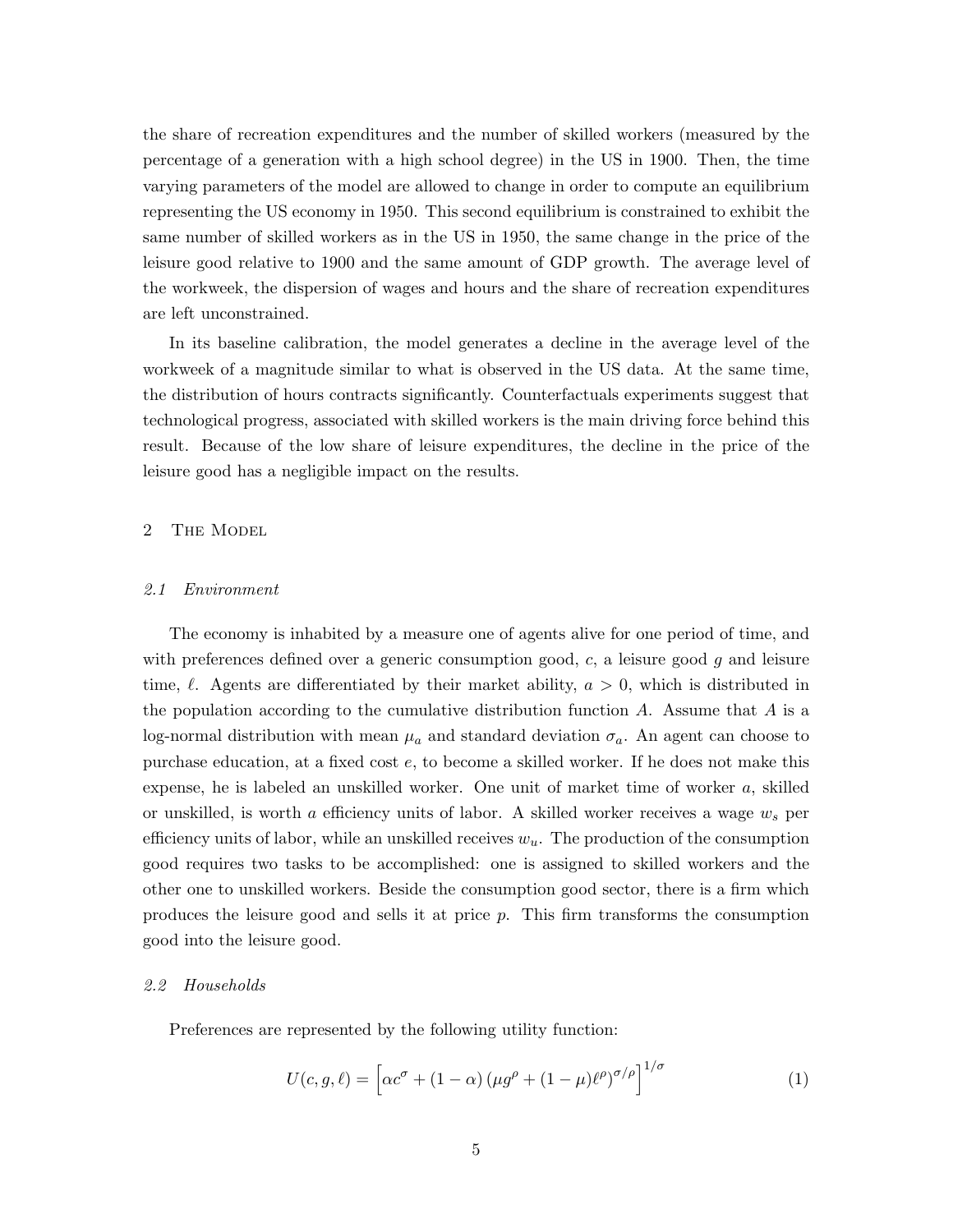the share of recreation expenditures and the number of skilled workers (measured by the percentage of a generation with a high school degree) in the US in 1900. Then, the time varying parameters of the model are allowed to change in order to compute an equilibrium representing the US economy in 1950. This second equilibrium is constrained to exhibit the same number of skilled workers as in the US in 1950, the same change in the price of the leisure good relative to 1900 and the same amount of GDP growth. The average level of the workweek, the dispersion of wages and hours and the share of recreation expenditures are left unconstrained.

In its baseline calibration, the model generates a decline in the average level of the workweek of a magnitude similar to what is observed in the US data. At the same time, the distribution of hours contracts significantly. Counterfactuals experiments suggest that technological progress, associated with skilled workers is the main driving force behind this result. Because of the low share of leisure expenditures, the decline in the price of the leisure good has a negligible impact on the results.

## 2 The Model

### 2.1 Environment

The economy is inhabited by a measure one of agents alive for one period of time, and with preferences defined over a generic consumption good, $c$, a leisure good $g$ and leisure time, $\ell$. Agents are differentiated by their market ability, $a > 0$, which is distributed in the population according to the cumulative distribution function $A$. Assume that $A$ is a log-normal distribution with mean $\mu_a$ and standard deviation $\sigma_a$. An agent can choose to purchase education, at a fixed cost $e$, to become a skilled worker. If he does not make this expense, he is labeled an unskilled worker. One unit of market time of worker $a$, skilled or unskilled, is worth $a$ efficiency units of labor. A skilled worker receives a wage $w_s$ per efficiency units of labor, while an unskilled receives $w_u$. The production of the consumption good requires two tasks to be accomplished: one is assigned to skilled workers and the other one to unskilled workers. Beside the consumption good sector, there is a firm which produces the leisure good and sells it at price $p$. This firm transforms the consumption good into the leisure good.

### 2.2 Households

Preferences are represented by the following utility function:

$$U(c, g, \ell) = \left[\alpha c^{\sigma} + (1-\alpha)\left(\mu g^{\rho} + (1-\mu)\ell^{\rho}\right)^{\sigma/\rho}\right]^{1/\sigma} \tag{1}$$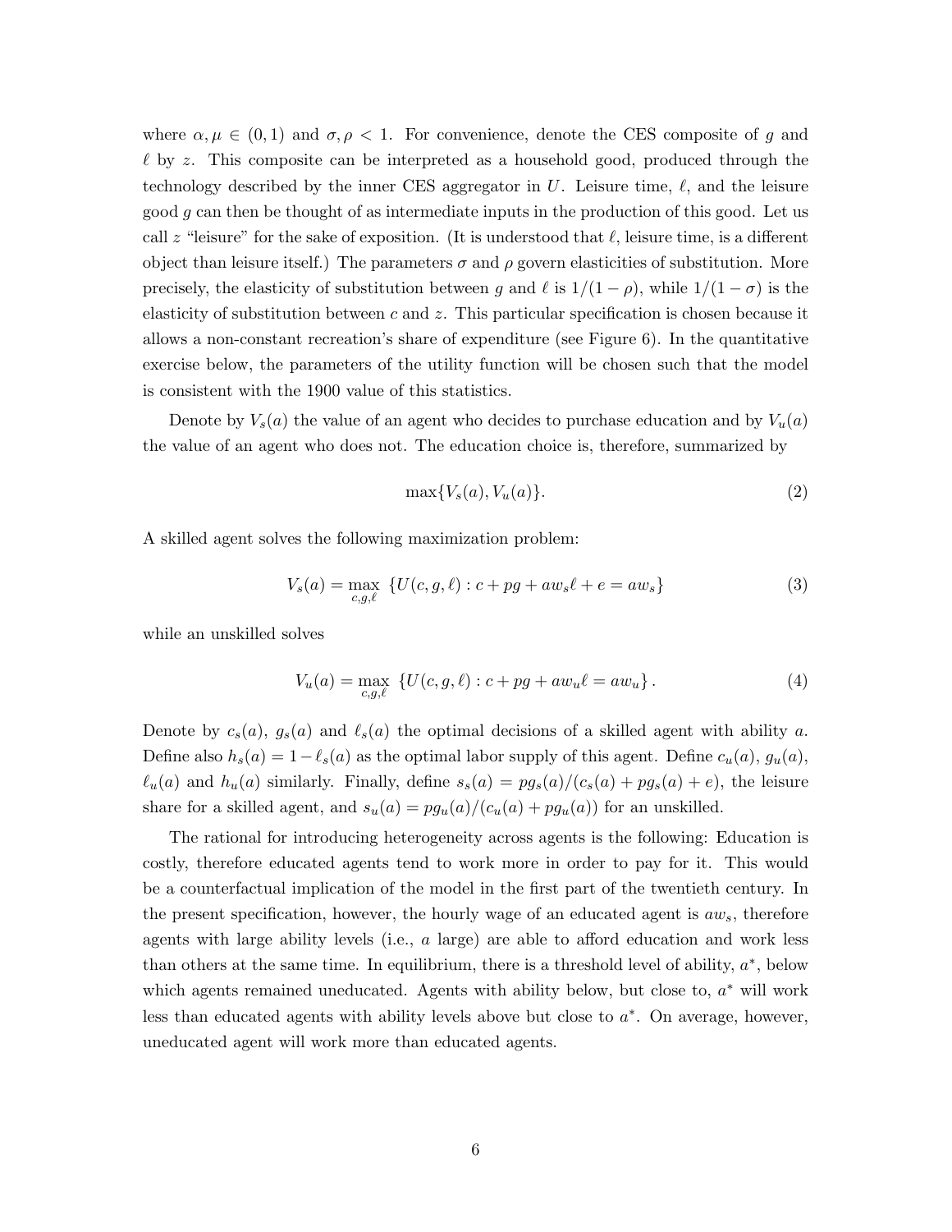where $\alpha, \mu \in (0,1)$ and $\sigma, \rho < 1$. For convenience, denote the CES composite of $g$ and $\ell$ by $z$. This composite can be interpreted as a household good, produced through the technology described by the inner CES aggregator in $U$. Leisure time, $\ell$, and the leisure good $g$ can then be thought of as intermediate inputs in the production of this good. Let us call $z$ "leisure" for the sake of exposition. (It is understood that $\ell$, leisure time, is a different object than leisure itself.) The parameters $\sigma$ and $\rho$ govern elasticities of substitution. More precisely, the elasticity of substitution between $g$ and $\ell$ is $1/(1-\rho)$, while $1/(1-\sigma)$ is the elasticity of substitution between $c$ and $z$. This particular specification is chosen because it allows a non-constant recreation's share of expenditure (see Figure 6). In the quantitative exercise below, the parameters of the utility function will be chosen such that the model is consistent with the 1900 value of this statistics.

Denote by $V_s(a)$ the value of an agent who decides to purchase education and by $V_u(a)$ the value of an agent who does not. The education choice is, therefore, summarized by

$$\max\{V_s(a), V_u(a)\}. \tag{2}$$

A skilled agent solves the following maximization problem:

$$V_s(a) = \max_{c,g,\ell} \ \{U(c,g,\ell) : c + pg + aw_s\ell + e = aw_s\} \tag{3}$$

while an unskilled solves

$$V_u(a) = \max_{c,g,\ell} \ \{U(c,g,\ell) : c + pg + aw_u\ell = aw_u\}. \tag{4}$$

Denote by $c_s(a)$, $g_s(a)$ and $\ell_s(a)$ the optimal decisions of a skilled agent with ability $a$. Define also $h_s(a) = 1 - \ell_s(a)$ as the optimal labor supply of this agent. Define $c_u(a)$, $g_u(a)$, $\ell_u(a)$ and $h_u(a)$ similarly. Finally, define $s_s(a) = pg_s(a)/(c_s(a) + pg_s(a) + e)$, the leisure share for a skilled agent, and $s_u(a) = pg_u(a)/(c_u(a) + pg_u(a))$ for an unskilled.

The rational for introducing heterogeneity across agents is the following: Education is costly, therefore educated agents tend to work more in order to pay for it. This would be a counterfactual implication of the model in the first part of the twentieth century. In the present specification, however, the hourly wage of an educated agent is $aw_s$, therefore agents with large ability levels (i.e., $a$ large) are able to afford education and work less than others at the same time. In equilibrium, there is a threshold level of ability, $a^*$, below which agents remained uneducated. Agents with ability below, but close to, $a^*$ will work less than educated agents with ability levels above but close to $a^*$. On average, however, uneducated agent will work more than educated agents.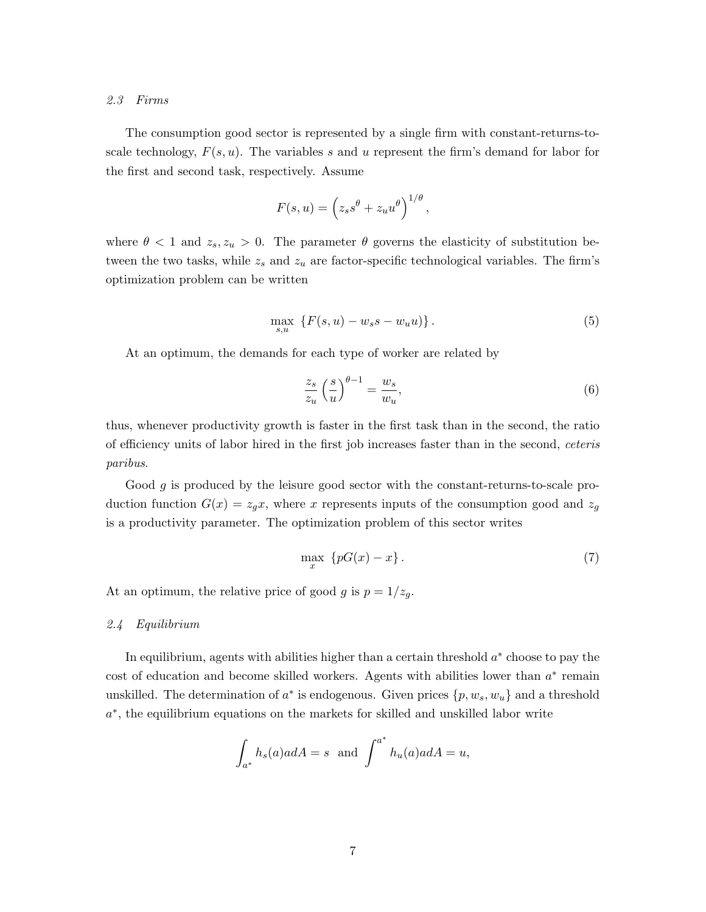### *2.3 Firms*

The consumption good sector is represented by a single firm with constant-returns-to-scale technology, $F(s, u)$. The variables $s$ and $u$ represent the firm's demand for labor for the first and second task, respectively. Assume

$$F(s, u) = \left(z_s s^\theta + z_u u^\theta\right)^{1/\theta},$$

where $\theta < 1$ and $z_s, z_u > 0$. The parameter $\theta$ governs the elasticity of substitution between the two tasks, while $z_s$ and $z_u$ are factor-specific technological variables. The firm's optimization problem can be written

$$\max_{s,u} \left\{F(s, u) - w_s s - w_u u\right\}. \tag{5}$$

At an optimum, the demands for each type of worker are related by

$$\frac{z_s}{z_u}\left(\frac{s}{u}\right)^{\theta-1} = \frac{w_s}{w_u}, \tag{6}$$

thus, whenever productivity growth is faster in the first task than in the second, the ratio of efficiency units of labor hired in the first job increases faster than in the second, *ceteris paribus*.

Good $g$ is produced by the leisure good sector with the constant-returns-to-scale production function $G(x) = z_g x$, where $x$ represents inputs of the consumption good and $z_g$ is a productivity parameter. The optimization problem of this sector writes

$$\max_{x} \left\{pG(x) - x\right\}. \tag{7}$$

At an optimum, the relative price of good $g$ is $p = 1/z_g$.

### *2.4 Equilibrium*

In equilibrium, agents with abilities higher than a certain threshold $a^*$ choose to pay the cost of education and become skilled workers. Agents with abilities lower than $a^*$ remain unskilled. The determination of $a^*$ is endogenous. Given prices $\{p, w_s, w_u\}$ and a threshold $a^*$, the equilibrium equations on the markets for skilled and unskilled labor write

$$\int_{a^*} h_s(a) a dA = s \;\; \text{and} \;\; \int^{a^*} h_u(a) a dA = u,$$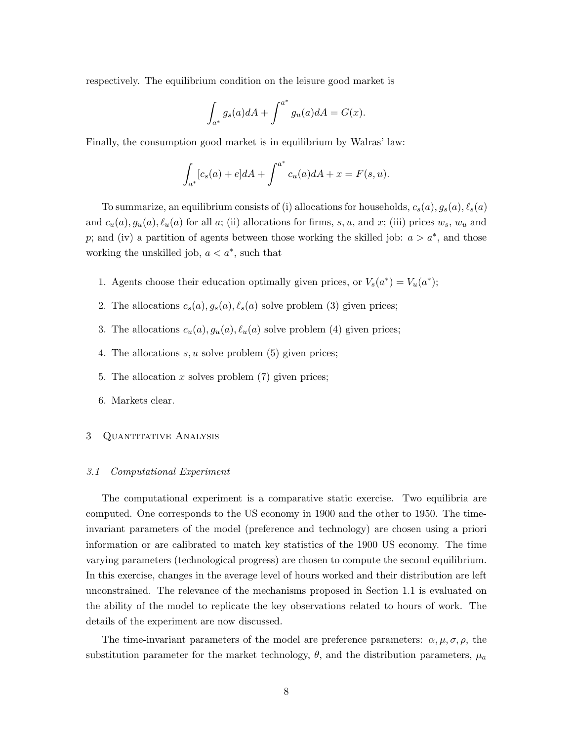respectively. The equilibrium condition on the leisure good market is

$$\int_{a^*} g_s(a)dA + \int^{a^*} g_u(a)dA = G(x).$$

Finally, the consumption good market is in equilibrium by Walras' law:

$$\int_{a^*} [c_s(a) + e]dA + \int^{a^*} c_u(a)dA + x = F(s, u).$$

To summarize, an equilibrium consists of (i) allocations for households, $c_s(a), g_s(a), \ell_s(a)$ and $c_u(a), g_u(a), \ell_u(a)$ for all $a$; (ii) allocations for firms, $s, u$, and $x$; (iii) prices $w_s$, $w_u$ and $p$; and (iv) a partition of agents between those working the skilled job: $a > a^*$, and those working the unskilled job, $a < a^*$, such that

1. Agents choose their education optimally given prices, or $V_s(a^*) = V_u(a^*)$;
2. The allocations $c_s(a), g_s(a), \ell_s(a)$ solve problem (3) given prices;
3. The allocations $c_u(a), g_u(a), \ell_u(a)$ solve problem (4) given prices;
4. The allocations $s, u$ solve problem (5) given prices;
5. The allocation $x$ solves problem (7) given prices;
6. Markets clear.

## 3 Quantitative Analysis

### *3.1 Computational Experiment*

The computational experiment is a comparative static exercise. Two equilibria are computed. One corresponds to the US economy in 1900 and the other to 1950. The time-invariant parameters of the model (preference and technology) are chosen using a priori information or are calibrated to match key statistics of the 1900 US economy. The time varying parameters (technological progress) are chosen to compute the second equilibrium. In this exercise, changes in the average level of hours worked and their distribution are left unconstrained. The relevance of the mechanisms proposed in Section 1.1 is evaluated on the ability of the model to replicate the key observations related to hours of work. The details of the experiment are now discussed.

The time-invariant parameters of the model are preference parameters: $\alpha, \mu, \sigma, \rho$, the substitution parameter for the market technology, $\theta$, and the distribution parameters, $\mu_a$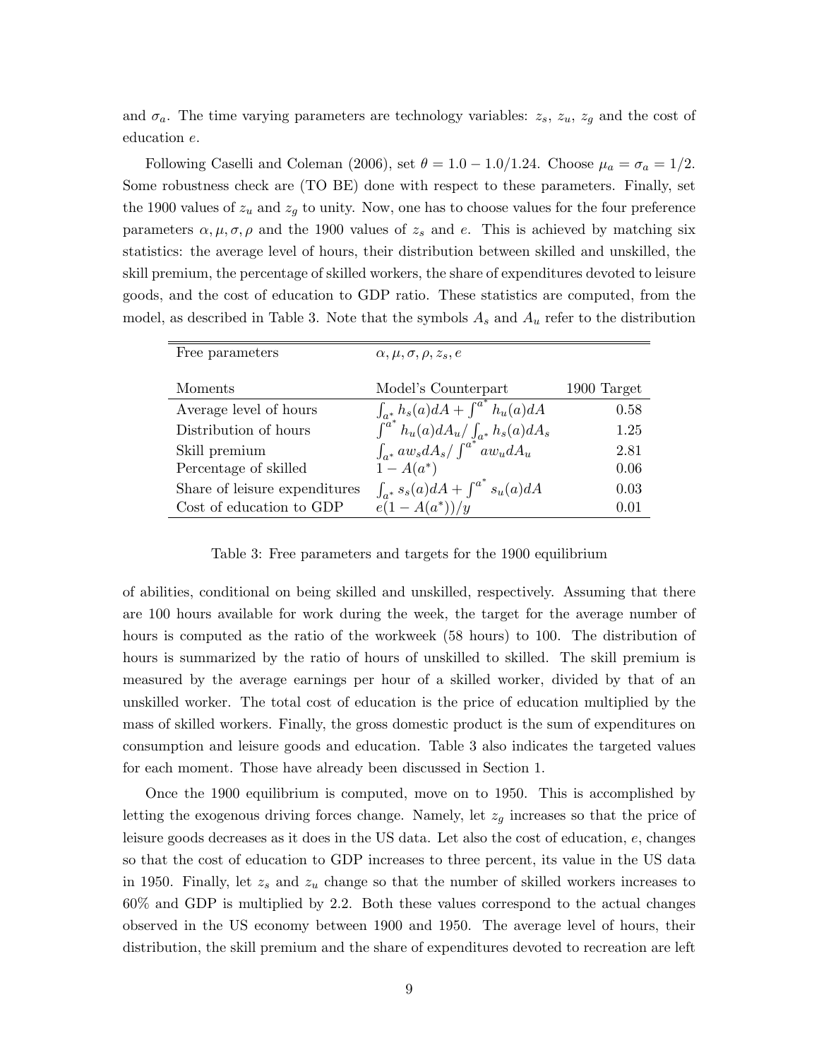and $\sigma_a$. The time varying parameters are technology variables: $z_s$, $z_u$, $z_g$ and the cost of education $e$.

Following Caselli and Coleman (2006), set $\theta = 1.0 - 1.0/1.24$. Choose $\mu_a = \sigma_a = 1/2$. Some robustness check are (TO BE) done with respect to these parameters. Finally, set the 1900 values of $z_u$ and $z_g$ to unity. Now, one has to choose values for the four preference parameters $\alpha, \mu, \sigma, \rho$ and the 1900 values of $z_s$ and $e$. This is achieved by matching six statistics: the average level of hours, their distribution between skilled and unskilled, the skill premium, the percentage of skilled workers, the share of expenditures devoted to leisure goods, and the cost of education to GDP ratio. These statistics are computed, from the model, as described in Table 3. Note that the symbols $A_s$ and $A_u$ refer to the distribution

| Free parameters | $\alpha, \mu, \sigma, \rho, z_s, e$ | |
|---|---|---|
| **Moments** | **Model's Counterpart** | **1900 Target** |
| Average level of hours | $\int_{a^*} h_s(a)dA + \int^{a^*} h_u(a)dA$ | 0.58 |
| Distribution of hours | $\int^{a^*} h_u(a)dA_u / \int_{a^*} h_s(a)dA_s$ | 1.25 |
| Skill premium | $\int_{a^*} aw_s dA_s / \int^{a^*} aw_u dA_u$ | 2.81 |
| Percentage of skilled | $1 - A(a^*)$ | 0.06 |
| Share of leisure expenditures | $\int_{a^*} s_s(a)dA + \int^{a^*} s_u(a)dA$ | 0.03 |
| Cost of education to GDP | $e(1 - A(a^*))/y$ | 0.01 |

Table 3: Free parameters and targets for the 1900 equilibrium

of abilities, conditional on being skilled and unskilled, respectively. Assuming that there are 100 hours available for work during the week, the target for the average number of hours is computed as the ratio of the workweek (58 hours) to 100. The distribution of hours is summarized by the ratio of hours of unskilled to skilled. The skill premium is measured by the average earnings per hour of a skilled worker, divided by that of an unskilled worker. The total cost of education is the price of education multiplied by the mass of skilled workers. Finally, the gross domestic product is the sum of expenditures on consumption and leisure goods and education. Table 3 also indicates the targeted values for each moment. Those have already been discussed in Section 1.

Once the 1900 equilibrium is computed, move on to 1950. This is accomplished by letting the exogenous driving forces change. Namely, let $z_g$ increases so that the price of leisure goods decreases as it does in the US data. Let also the cost of education, $e$, changes so that the cost of education to GDP increases to three percent, its value in the US data in 1950. Finally, let $z_s$ and $z_u$ change so that the number of skilled workers increases to 60% and GDP is multiplied by 2.2. Both these values correspond to the actual changes observed in the US economy between 1900 and 1950. The average level of hours, their distribution, the skill premium and the share of expenditures devoted to recreation are left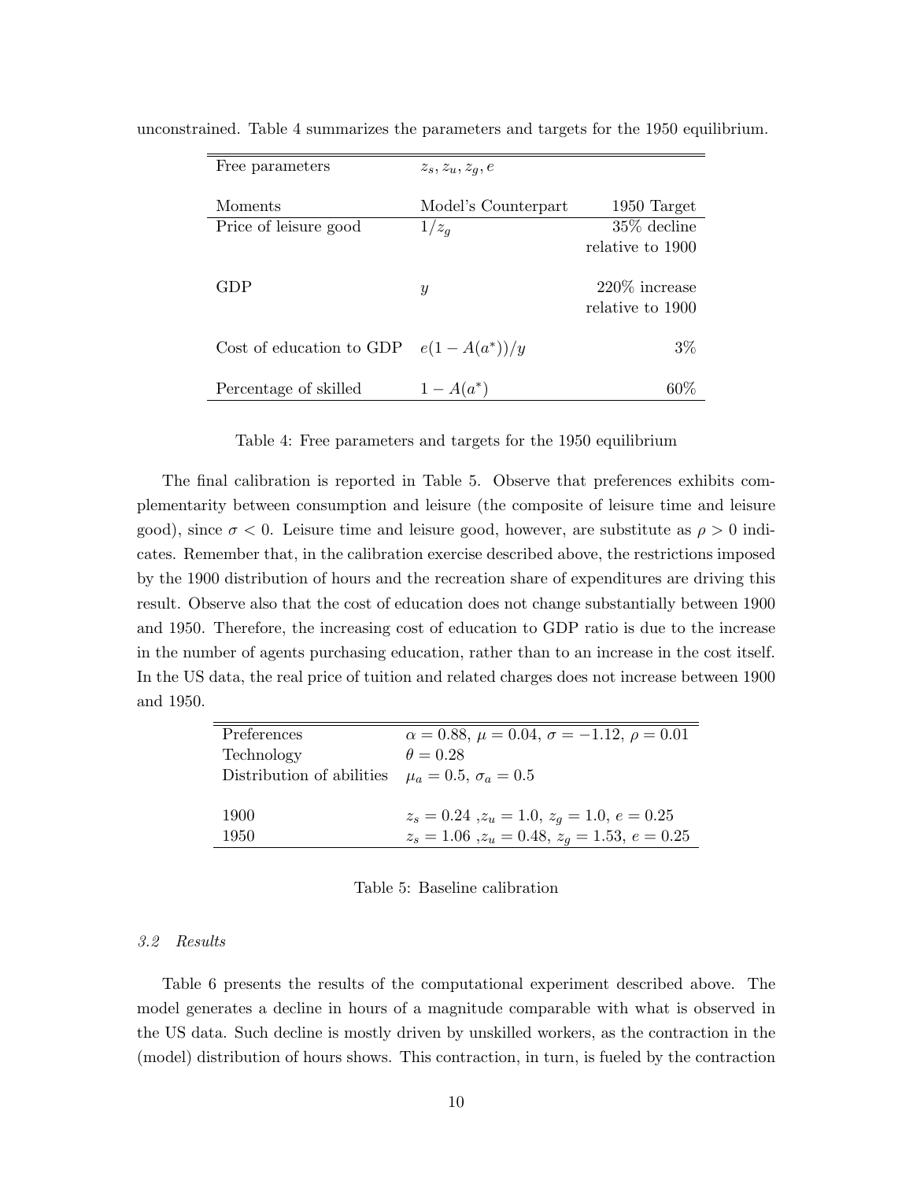unconstrained. Table 4 summarizes the parameters and targets for the 1950 equilibrium.

| Free parameters | $z_s, z_u, z_g, e$ | |
|---|---|---|
| Moments | Model's Counterpart | 1950 Target |
| Price of leisure good | $1/z_g$ | 35% decline relative to 1900 |
| GDP | $y$ | 220% increase relative to 1900 |
| Cost of education to GDP | $e(1 - A(a^*))/y$ | 3% |
| Percentage of skilled | $1 - A(a^*)$ | 60% |

Table 4: Free parameters and targets for the 1950 equilibrium

The final calibration is reported in Table 5. Observe that preferences exhibits complementarity between consumption and leisure (the composite of leisure time and leisure good), since $\sigma < 0$. Leisure time and leisure good, however, are substitute as $\rho > 0$ indicates. Remember that, in the calibration exercise described above, the restrictions imposed by the 1900 distribution of hours and the recreation share of expenditures are driving this result. Observe also that the cost of education does not change substantially between 1900 and 1950. Therefore, the increasing cost of education to GDP ratio is due to the increase in the number of agents purchasing education, rather than to an increase in the cost itself. In the US data, the real price of tuition and related charges does not increase between 1900 and 1950.

| | |
|---|---|
| Preferences | $\alpha = 0.88$, $\mu = 0.04$, $\sigma = -1.12$, $\rho = 0.01$ |
| Technology | $\theta = 0.28$ |
| Distribution of abilities | $\mu_a = 0.5$, $\sigma_a = 0.5$ |
| 1900 | $z_s = 0.24$ ,$z_u = 1.0$, $z_g = 1.0$, $e = 0.25$ |
| 1950 | $z_s = 1.06$ ,$z_u = 0.48$, $z_g = 1.53$, $e = 0.25$ |

Table 5: Baseline calibration

### *3.2 Results*

Table 6 presents the results of the computational experiment described above. The model generates a decline in hours of a magnitude comparable with what is observed in the US data. Such decline is mostly driven by unskilled workers, as the contraction in the (model) distribution of hours shows. This contraction, in turn, is fueled by the contraction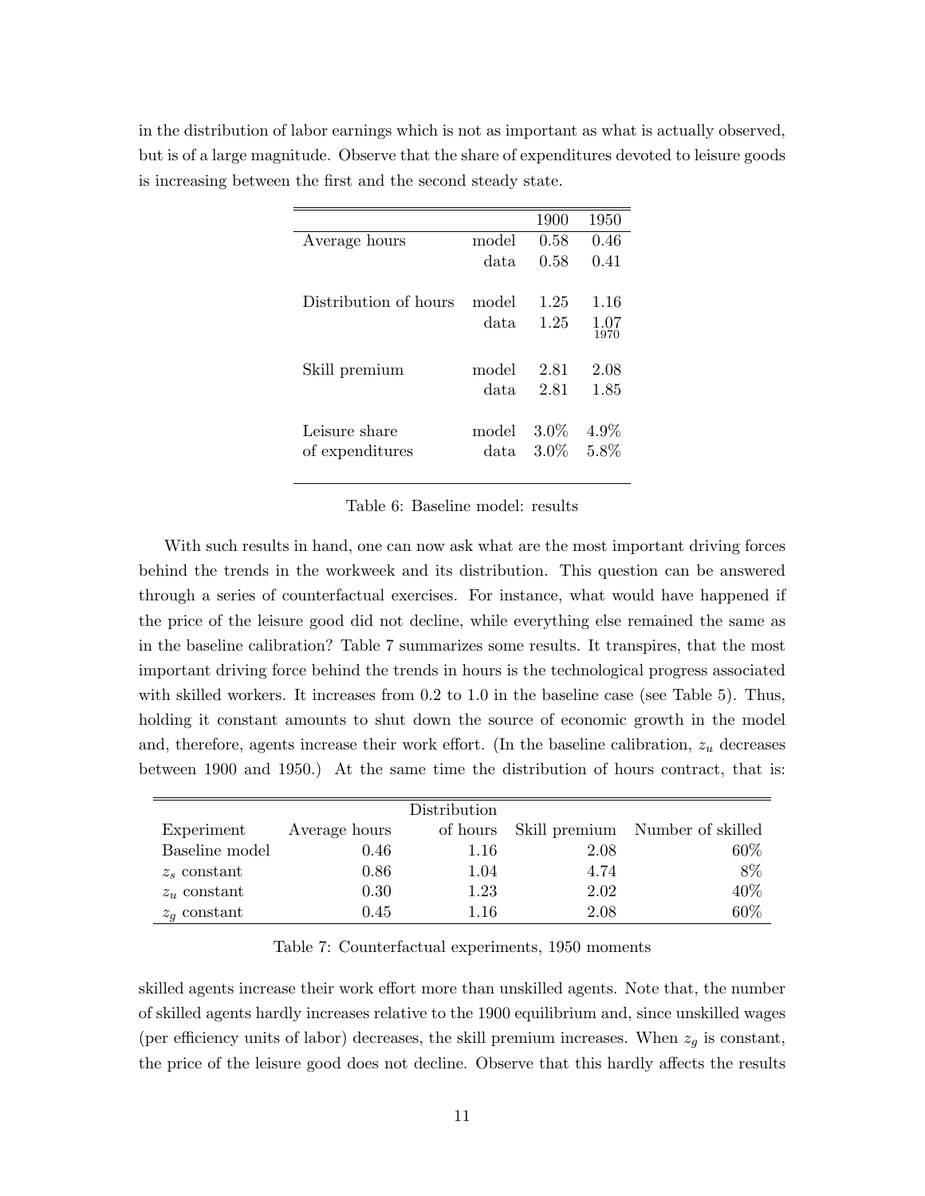in the distribution of labor earnings which is not as important as what is actually observed, but is of a large magnitude. Observe that the share of expenditures devoted to leisure goods is increasing between the first and the second steady state.

| | | 1900 | 1950 |
|---|---|---|---|
| Average hours | model | 0.58 | 0.46 |
| | data | 0.58 | 0.41 |
| Distribution of hours | model | 1.25 | 1.16 |
| | data | 1.25 | 1.07 (1970) |
| Skill premium | model | 2.81 | 2.08 |
| | data | 2.81 | 1.85 |
| Leisure share of expenditures | model | 3.0% | 4.9% |
| | data | 3.0% | 5.8% |

Table 6: Baseline model: results

With such results in hand, one can now ask what are the most important driving forces behind the trends in the workweek and its distribution. This question can be answered through a series of counterfactual exercises. For instance, what would have happened if the price of the leisure good did not decline, while everything else remained the same as in the baseline calibration? Table 7 summarizes some results. It transpires, that the most important driving force behind the trends in hours is the technological progress associated with skilled workers. It increases from 0.2 to 1.0 in the baseline case (see Table 5). Thus, holding it constant amounts to shut down the source of economic growth in the model and, therefore, agents increase their work effort. (In the baseline calibration, $z_u$ decreases between 1900 and 1950.) At the same time the distribution of hours contract, that is:

| Experiment | Average hours | Distribution of hours | Skill premium | Number of skilled |
|---|---|---|---|---|
| Baseline model | 0.46 | 1.16 | 2.08 | 60% |
| $z_s$ constant | 0.86 | 1.04 | 4.74 | 8% |
| $z_u$ constant | 0.30 | 1.23 | 2.02 | 40% |
| $z_g$ constant | 0.45 | 1.16 | 2.08 | 60% |

Table 7: Counterfactual experiments, 1950 moments

skilled agents increase their work effort more than unskilled agents. Note that, the number of skilled agents hardly increases relative to the 1900 equilibrium and, since unskilled wages (per efficiency units of labor) decreases, the skill premium increases. When $z_g$ is constant, the price of the leisure good does not decline. Observe that this hardly affects the results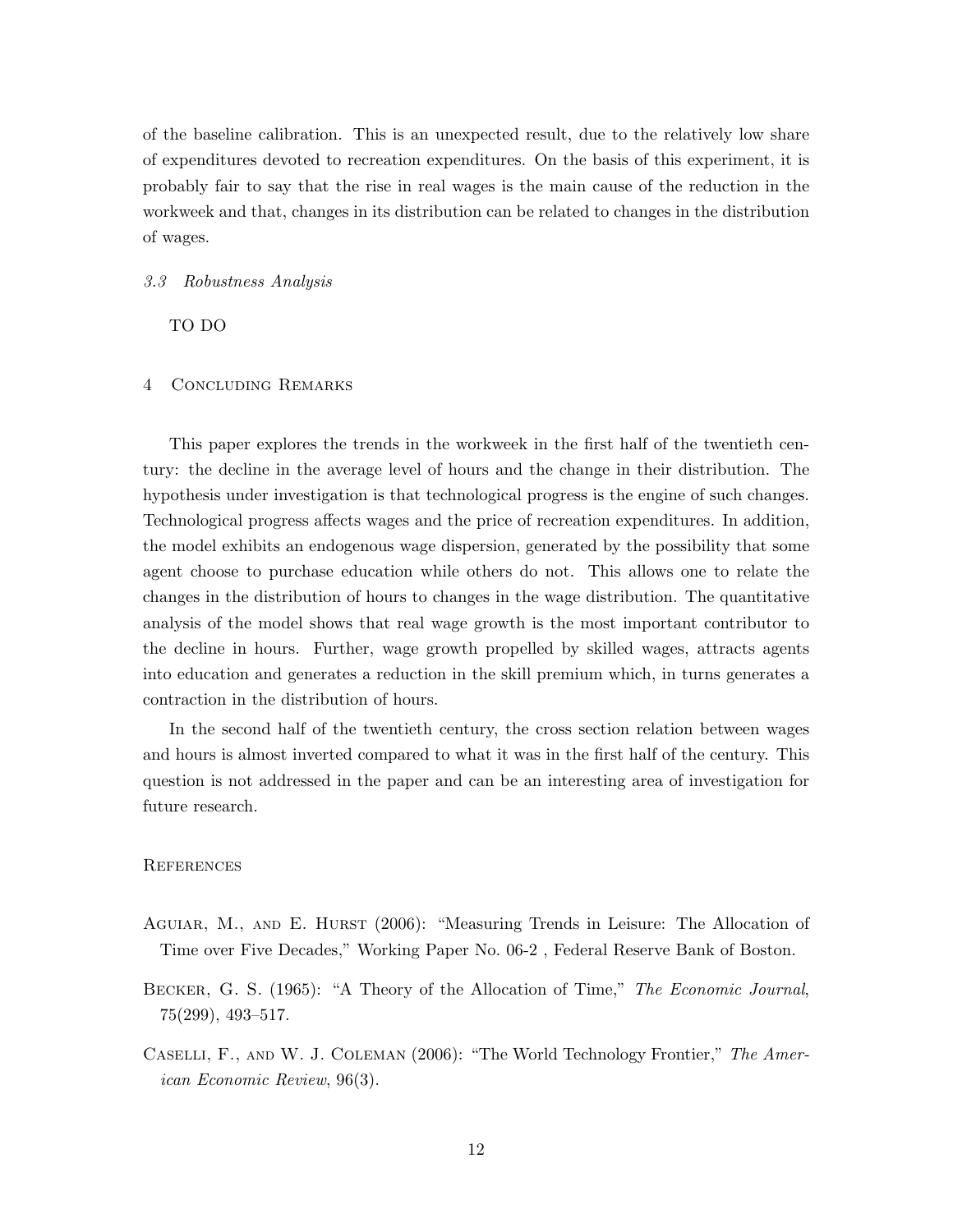of the baseline calibration. This is an unexpected result, due to the relatively low share of expenditures devoted to recreation expenditures. On the basis of this experiment, it is probably fair to say that the rise in real wages is the main cause of the reduction in the workweek and that, changes in its distribution can be related to changes in the distribution of wages.

### *3.3 Robustness Analysis*

TO DO

## 4 Concluding Remarks

This paper explores the trends in the workweek in the first half of the twentieth century: the decline in the average level of hours and the change in their distribution. The hypothesis under investigation is that technological progress is the engine of such changes. Technological progress affects wages and the price of recreation expenditures. In addition, the model exhibits an endogenous wage dispersion, generated by the possibility that some agent choose to purchase education while others do not. This allows one to relate the changes in the distribution of hours to changes in the wage distribution. The quantitative analysis of the model shows that real wage growth is the most important contributor to the decline in hours. Further, wage growth propelled by skilled wages, attracts agents into education and generates a reduction in the skill premium which, in turns generates a contraction in the distribution of hours.

In the second half of the twentieth century, the cross section relation between wages and hours is almost inverted compared to what it was in the first half of the century. This question is not addressed in the paper and can be an interesting area of investigation for future research.

## References

Aguiar, M., and E. Hurst (2006): "Measuring Trends in Leisure: The Allocation of Time over Five Decades," Working Paper No. 06-2 , Federal Reserve Bank of Boston.

Becker, G. S. (1965): "A Theory of the Allocation of Time," *The Economic Journal*, 75(299), 493–517.

Caselli, F., and W. J. Coleman (2006): "The World Technology Frontier," *The American Economic Review*, 96(3).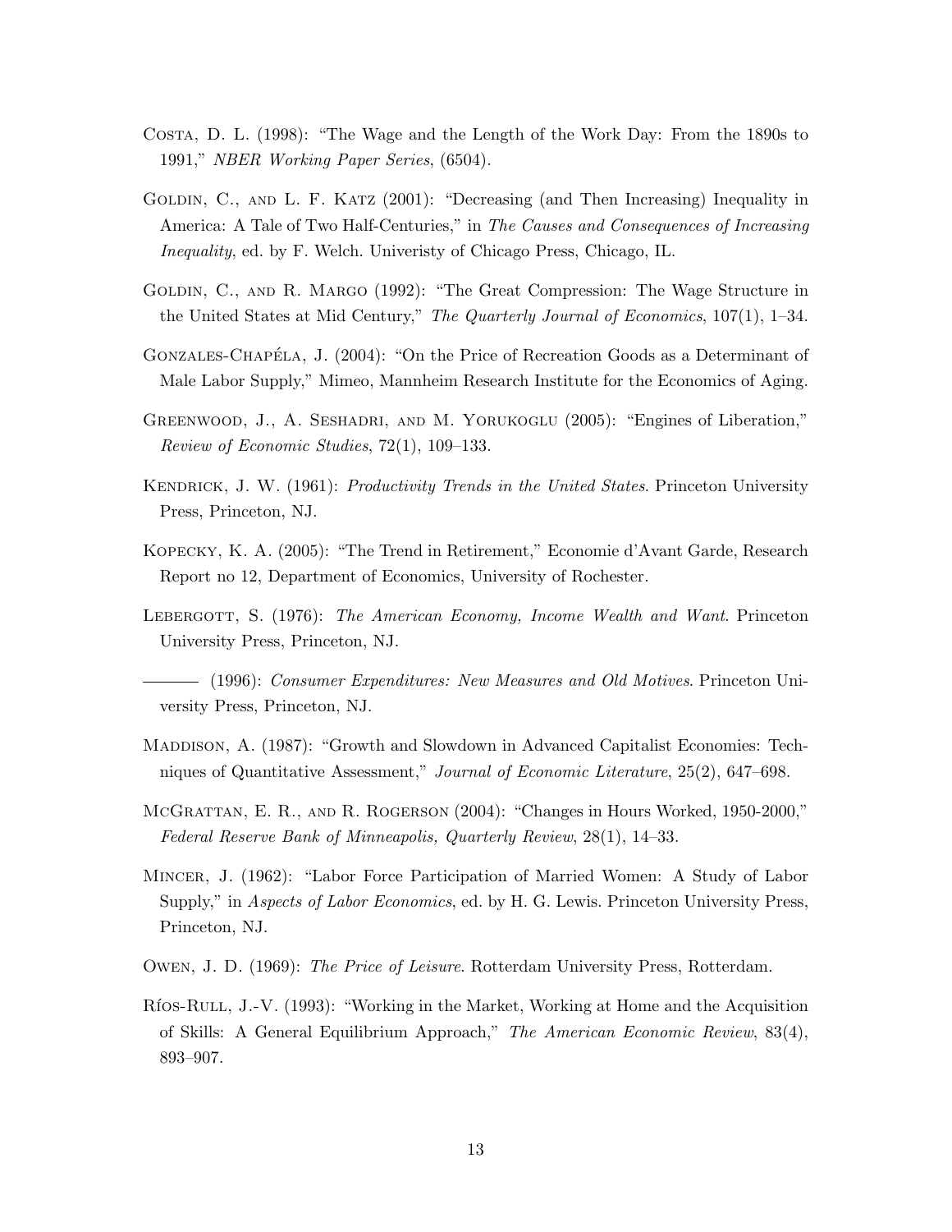Costa, D. L. (1998): "The Wage and the Length of the Work Day: From the 1890s to 1991," *NBER Working Paper Series*, (6504).

Goldin, C., and L. F. Katz (2001): "Decreasing (and Then Increasing) Inequality in America: A Tale of Two Half-Centuries," in *The Causes and Consequences of Increasing Inequality*, ed. by F. Welch. Univeristy of Chicago Press, Chicago, IL.

Goldin, C., and R. Margo (1992): "The Great Compression: The Wage Structure in the United States at Mid Century," *The Quarterly Journal of Economics*, 107(1), 1–34.

Gonzales-Chapéla, J. (2004): "On the Price of Recreation Goods as a Determinant of Male Labor Supply," Mimeo, Mannheim Research Institute for the Economics of Aging.

Greenwood, J., A. Seshadri, and M. Yorukoglu (2005): "Engines of Liberation," *Review of Economic Studies*, 72(1), 109–133.

Kendrick, J. W. (1961): *Productivity Trends in the United States*. Princeton University Press, Princeton, NJ.

Kopecky, K. A. (2005): "The Trend in Retirement," Economie d'Avant Garde, Research Report no 12, Department of Economics, University of Rochester.

Lebergott, S. (1976): *The American Economy, Income Wealth and Want*. Princeton University Press, Princeton, NJ.

——— (1996): *Consumer Expenditures: New Measures and Old Motives*. Princeton University Press, Princeton, NJ.

Maddison, A. (1987): "Growth and Slowdown in Advanced Capitalist Economies: Techniques of Quantitative Assessment," *Journal of Economic Literature*, 25(2), 647–698.

McGrattan, E. R., and R. Rogerson (2004): "Changes in Hours Worked, 1950-2000," *Federal Reserve Bank of Minneapolis, Quarterly Review*, 28(1), 14–33.

Mincer, J. (1962): "Labor Force Participation of Married Women: A Study of Labor Supply," in *Aspects of Labor Economics*, ed. by H. G. Lewis. Princeton University Press, Princeton, NJ.

Owen, J. D. (1969): *The Price of Leisure*. Rotterdam University Press, Rotterdam.

Ríos-Rull, J.-V. (1993): "Working in the Market, Working at Home and the Acquisition of Skills: A General Equilibrium Approach," *The American Economic Review*, 83(4), 893–907.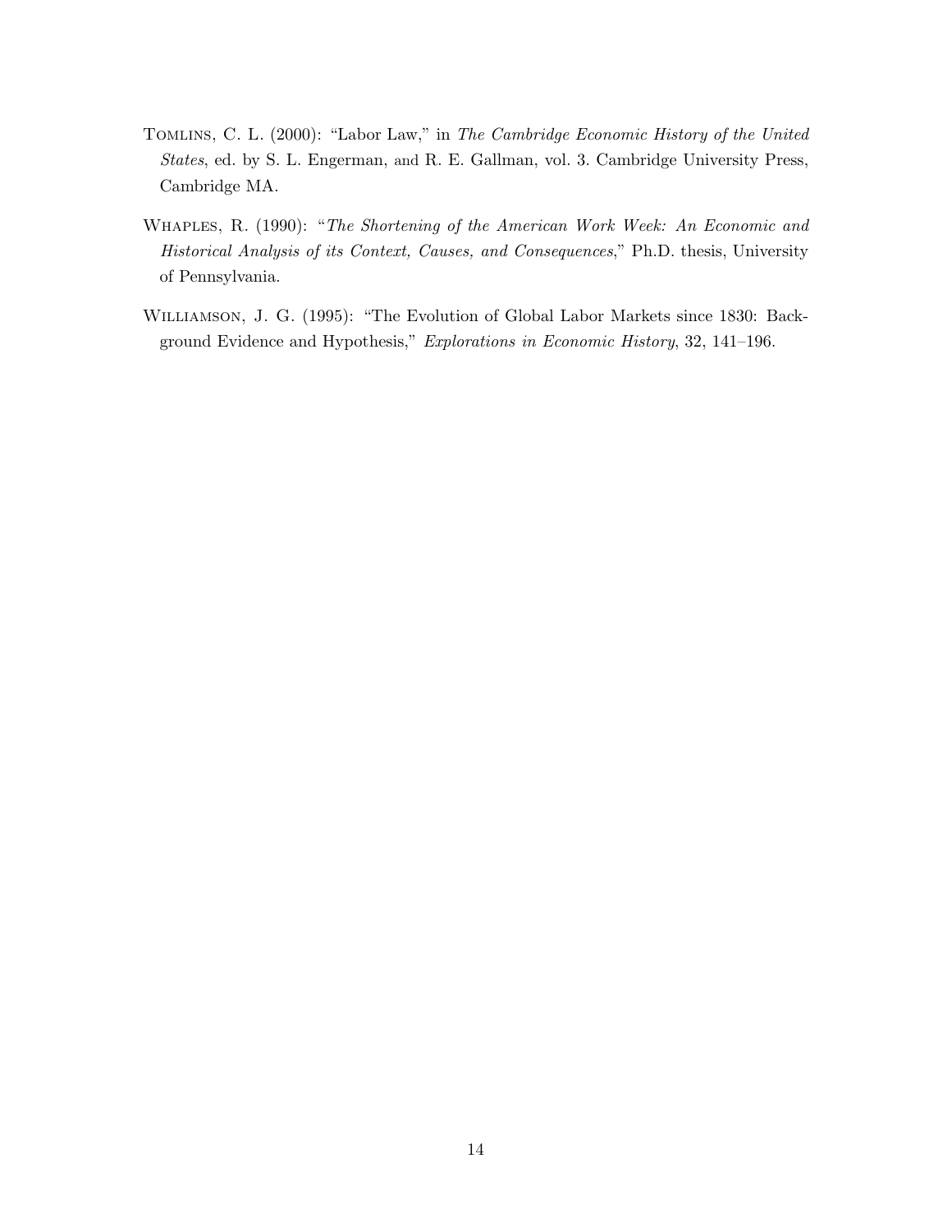Tomlins, C. L. (2000): "Labor Law," in *The Cambridge Economic History of the United States*, ed. by S. L. Engerman, and R. E. Gallman, vol. 3. Cambridge University Press, Cambridge MA.

Whaples, R. (1990): "*The Shortening of the American Work Week: An Economic and Historical Analysis of its Context, Causes, and Consequences*," Ph.D. thesis, University of Pennsylvania.

Williamson, J. G. (1995): "The Evolution of Global Labor Markets since 1830: Background Evidence and Hypothesis," *Explorations in Economic History*, 32, 141–196.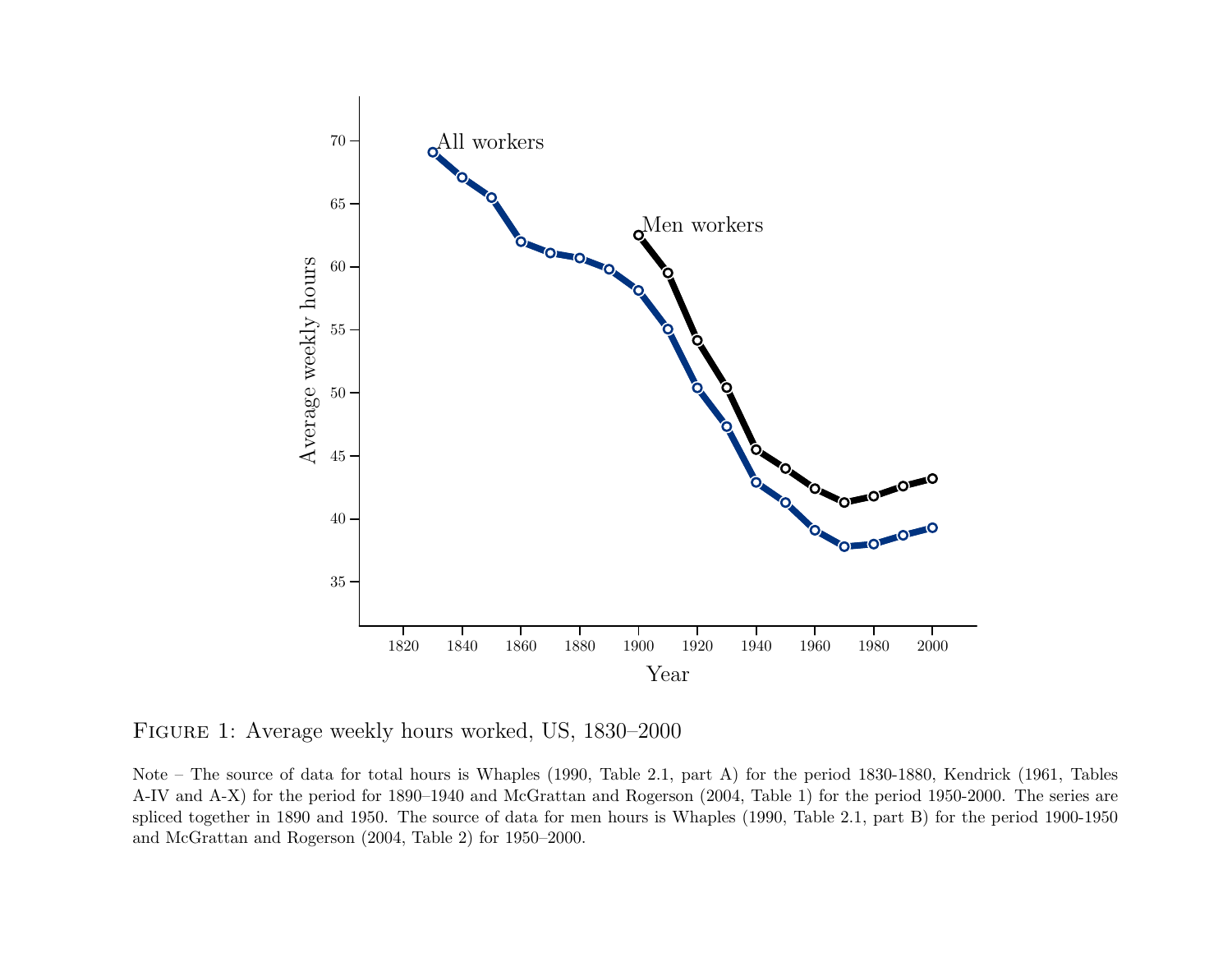Figure 1: Average weekly hours worked, US, 1830–2000

Note – The source of data for total hours is Whaples (1990, Table 2.1, part A) for the period 1830-1880, Kendrick (1961, Tables A-IV and A-X) for the period for 1890–1940 and McGrattan and Rogerson (2004, Table 1) for the period 1950-2000. The series are spliced together in 1890 and 1950. The source of data for men hours is Whaples (1990, Table 2.1, part B) for the period 1900-1950 and McGrattan and Rogerson (2004, Table 2) for 1950–2000.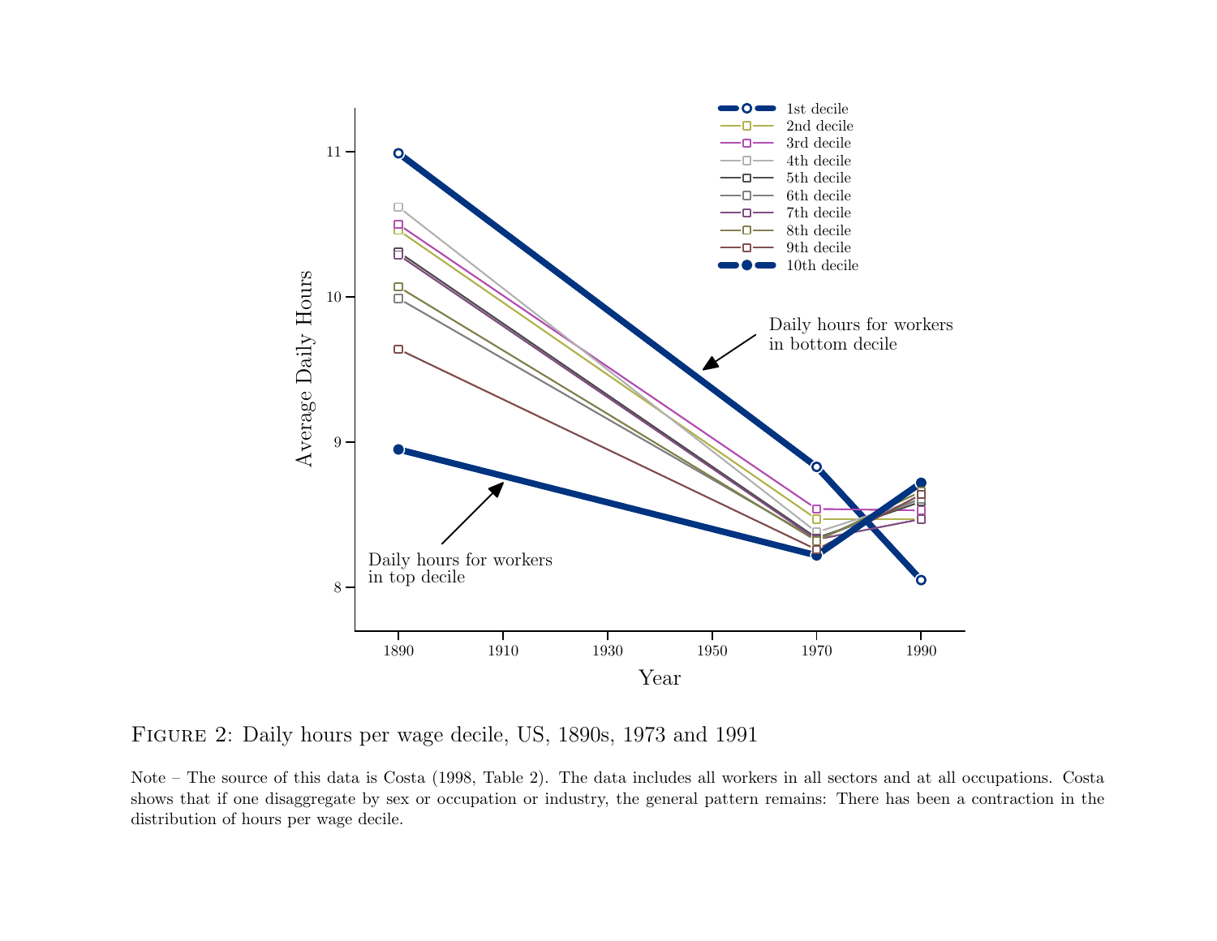Figure 2: Daily hours per wage decile, US, 1890s, 1973 and 1991

Note – The source of this data is Costa (1998, Table 2). The data includes all workers in all sectors and at all occupations. Costa shows that if one disaggregate by sex or occupation or industry, the general pattern remains: There has been a contraction in the distribution of hours per wage decile.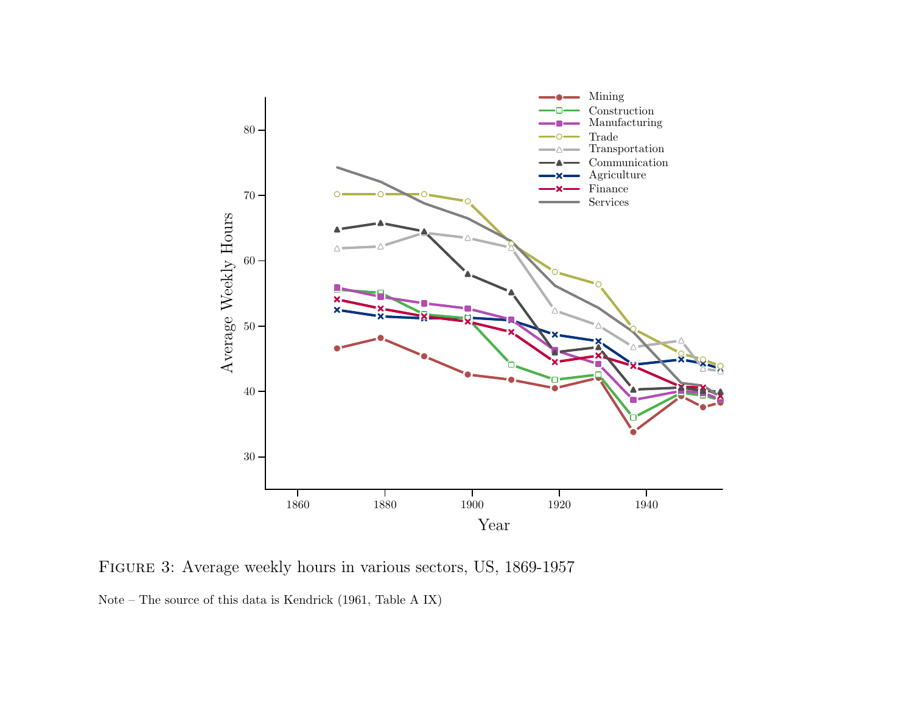Figure 3: Average weekly hours in various sectors, US, 1869-1957

Note – The source of this data is Kendrick (1961, Table A IX)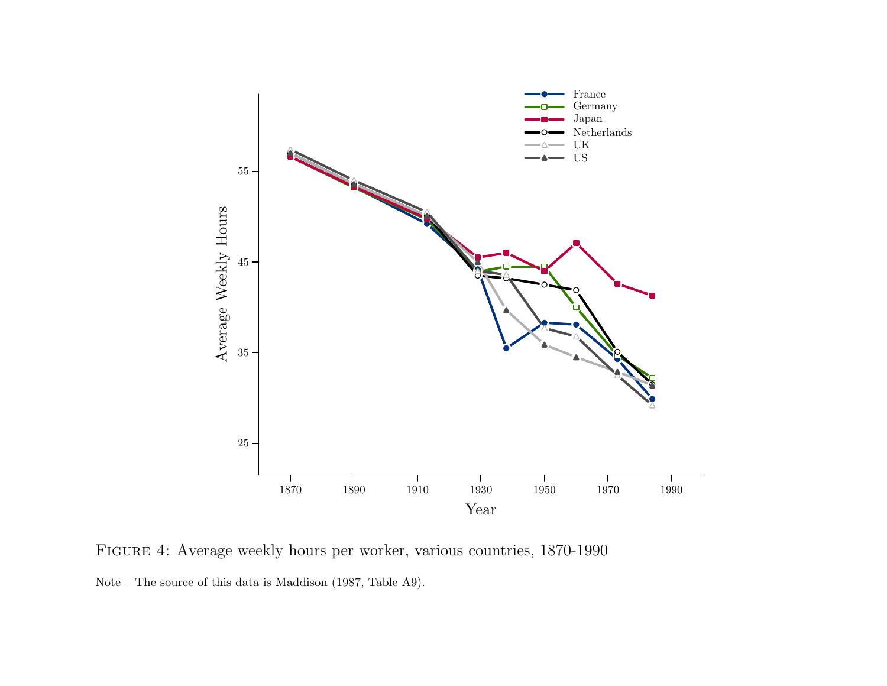Figure 4: Average weekly hours per worker, various countries, 1870-1990

Note – The source of this data is Maddison (1987, Table A9).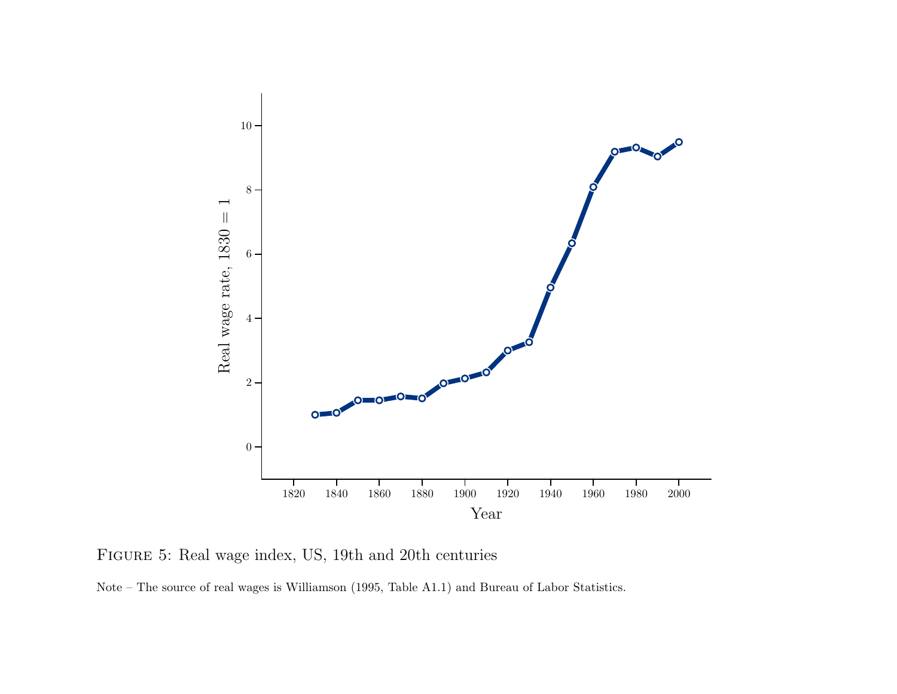Figure 5: Real wage index, US, 19th and 20th centuries

Note – The source of real wages is Williamson (1995, Table A1.1) and Bureau of Labor Statistics.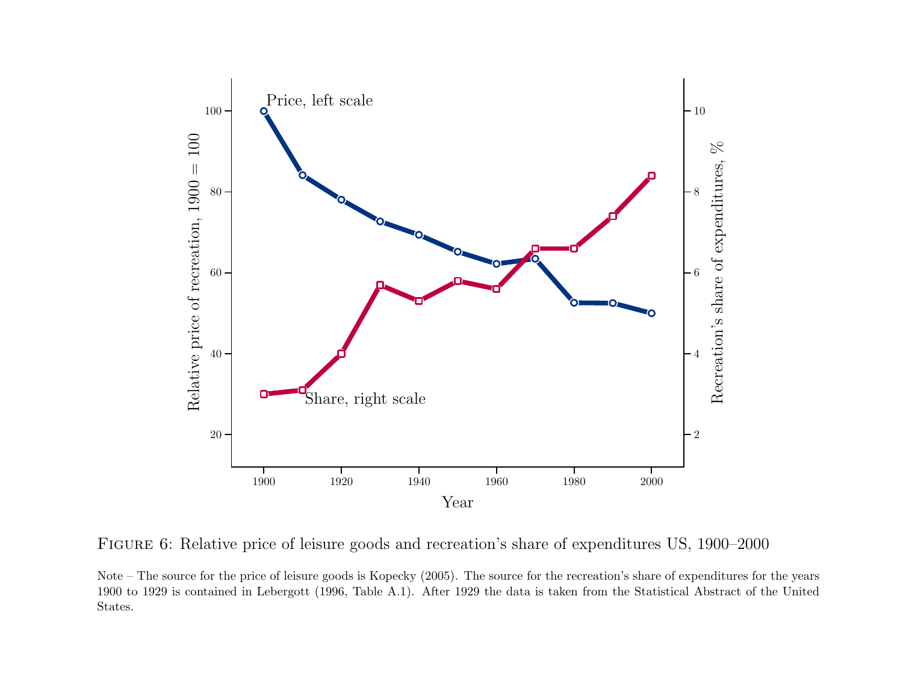FIGURE 6: Relative price of leisure goods and recreation's share of expenditures US, 1900–2000

Note – The source for the price of leisure goods is Kopecky (2005). The source for the recreation's share of expenditures for the years 1900 to 1929 is contained in Lebergott (1996, Table A.1). After 1929 the data is taken from the Statistical Abstract of the United States.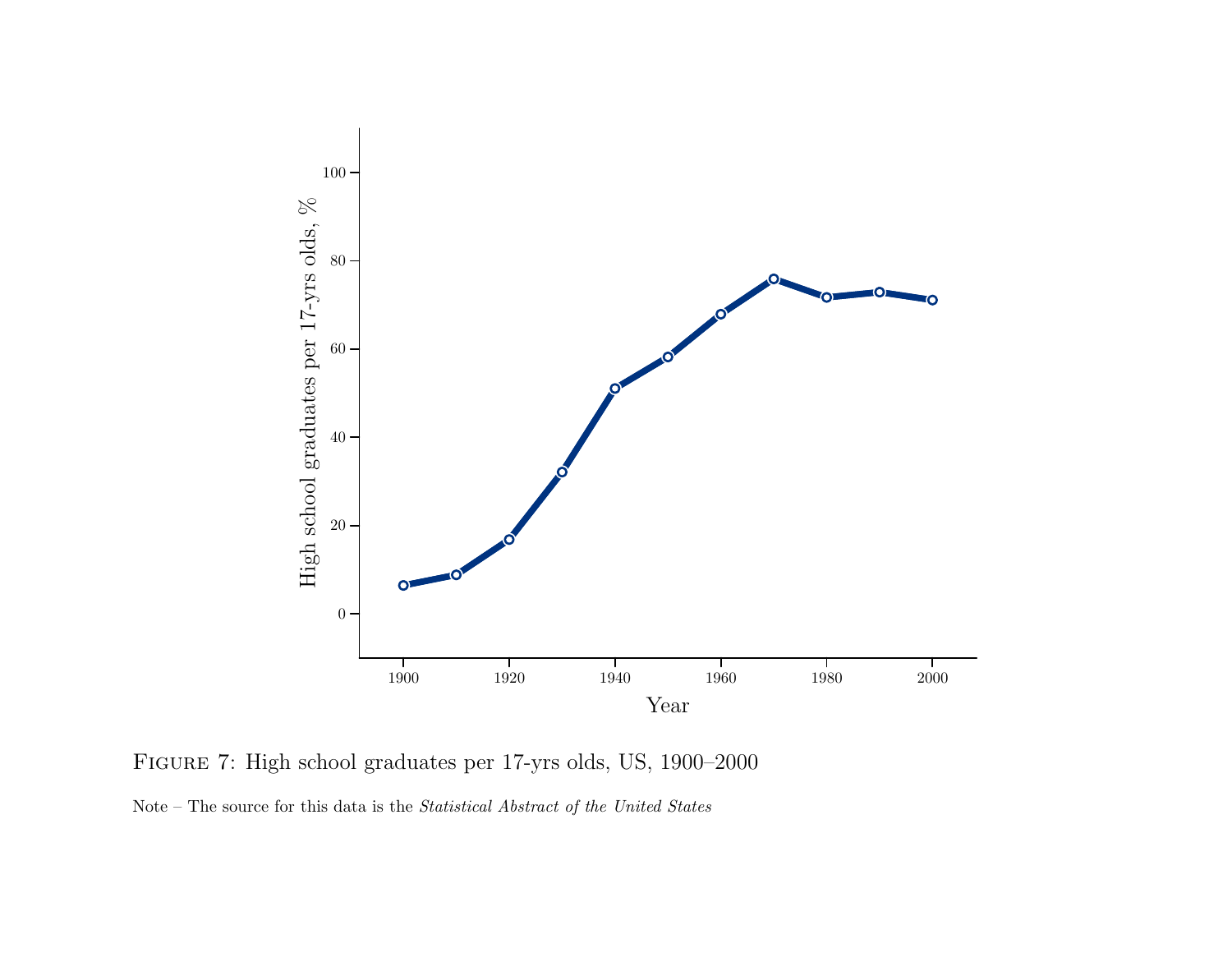Figure 7: High school graduates per 17-yrs olds, US, 1900–2000

Note – The source for this data is the *Statistical Abstract of the United States*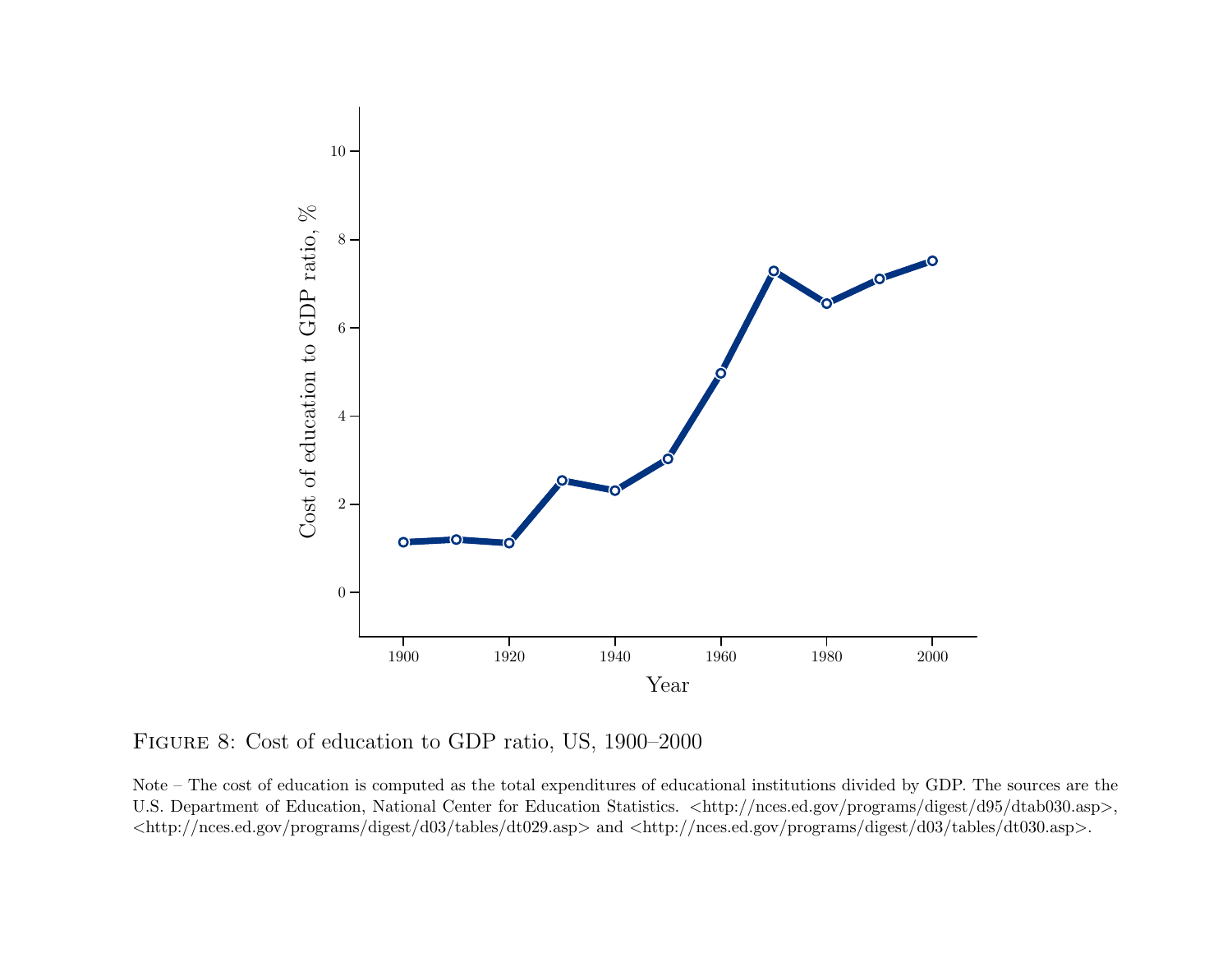Cost of education to GDP ratio, %

0
2
4
6
8
10

1900
1920
1940
1960
1980
2000

Year

FIGURE 8: Cost of education to GDP ratio, US, 1900–2000

Note – The cost of education is computed as the total expenditures of educational institutions divided by GDP. The sources are the U.S. Department of Education, National Center for Education Statistics. <http://nces.ed.gov/programs/digest/d95/dtab030.asp>, <http://nces.ed.gov/programs/digest/d03/tables/dt029.asp> and <http://nces.ed.gov/programs/digest/d03/tables/dt030.asp>.